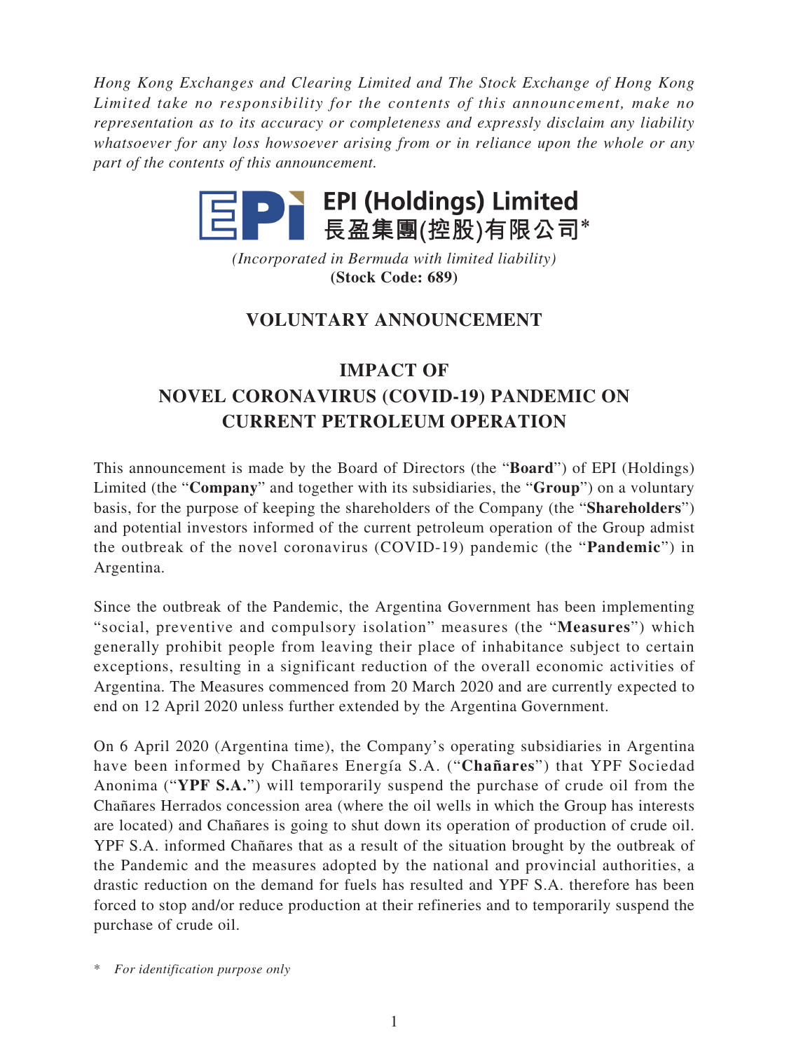*Hong Kong Exchanges and Clearing Limited and The Stock Exchange of Hong Kong Limited take no responsibility for the contents of this announcement, make no representation as to its accuracy or completeness and expressly disclaim any liability whatsoever for any loss howsoever arising from or in reliance upon the whole or any part of the contents of this announcement.*

**EPI (Holdings) Limited**
**長盈集團(控股)有限公司***

*(Incorporated in Bermuda with limited liability)*
**(Stock Code: 689)**

## VOLUNTARY ANNOUNCEMENT

# IMPACT OF NOVEL CORONAVIRUS (COVID-19) PANDEMIC ON CURRENT PETROLEUM OPERATION

This announcement is made by the Board of Directors (the "**Board**") of EPI (Holdings) Limited (the "**Company**" and together with its subsidiaries, the "**Group**") on a voluntary basis, for the purpose of keeping the shareholders of the Company (the "**Shareholders**") and potential investors informed of the current petroleum operation of the Group admist the outbreak of the novel coronavirus (COVID-19) pandemic (the "**Pandemic**") in Argentina.

Since the outbreak of the Pandemic, the Argentina Government has been implementing "social, preventive and compulsory isolation" measures (the "**Measures**") which generally prohibit people from leaving their place of inhabitance subject to certain exceptions, resulting in a significant reduction of the overall economic activities of Argentina. The Measures commenced from 20 March 2020 and are currently expected to end on 12 April 2020 unless further extended by the Argentina Government.

On 6 April 2020 (Argentina time), the Company's operating subsidiaries in Argentina have been informed by Chañares Energía S.A. ("**Chañares**") that YPF Sociedad Anonima ("**YPF S.A.**") will temporarily suspend the purchase of crude oil from the Chañares Herrados concession area (where the oil wells in which the Group has interests are located) and Chañares is going to shut down its operation of production of crude oil. YPF S.A. informed Chañares that as a result of the situation brought by the outbreak of the Pandemic and the measures adopted by the national and provincial authorities, a drastic reduction on the demand for fuels has resulted and YPF S.A. therefore has been forced to stop and/or reduce production at their refineries and to temporarily suspend the purchase of crude oil.

\* *For identification purpose only*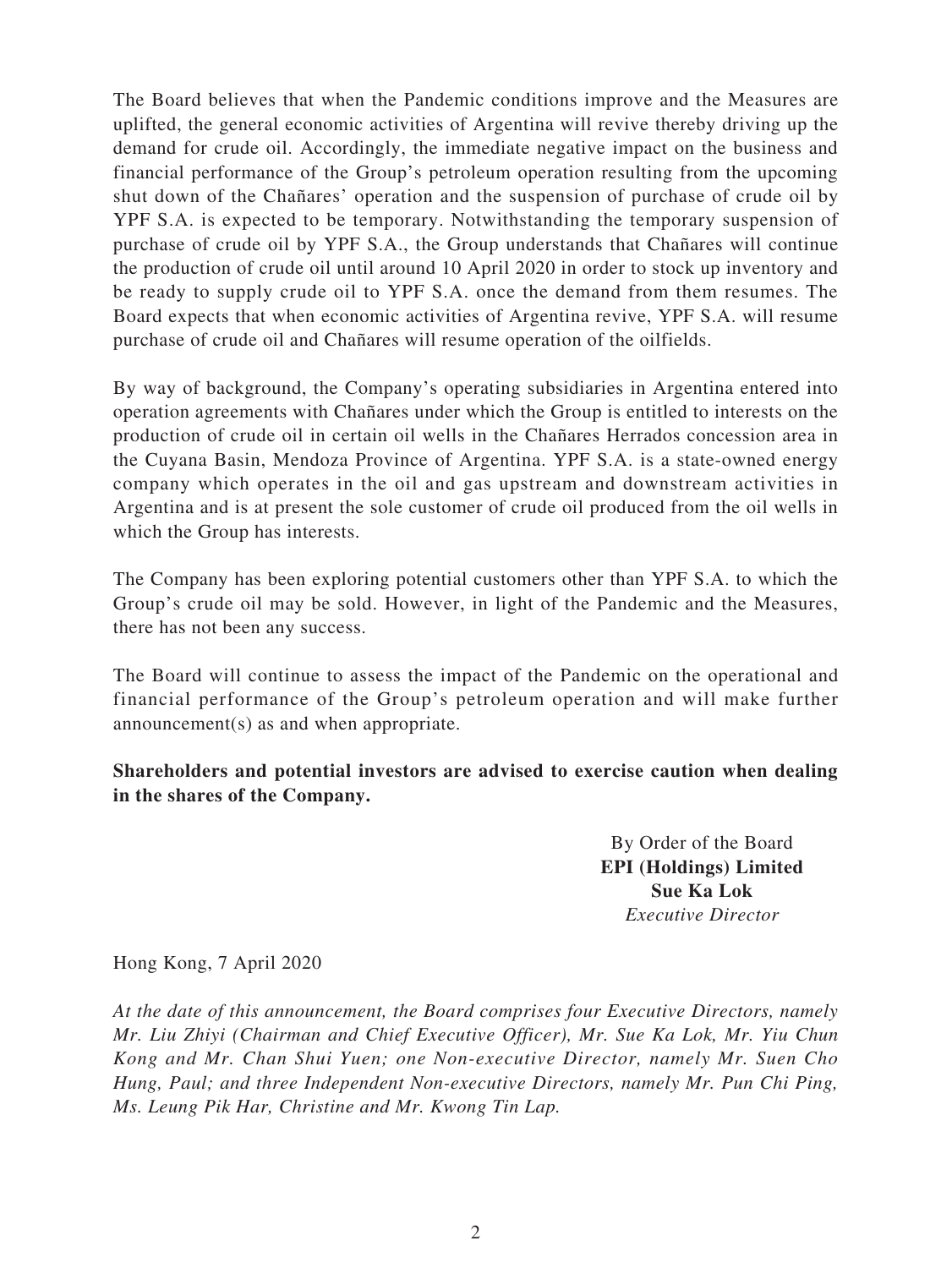The Board believes that when the Pandemic conditions improve and the Measures are uplifted, the general economic activities of Argentina will revive thereby driving up the demand for crude oil. Accordingly, the immediate negative impact on the business and financial performance of the Group's petroleum operation resulting from the upcoming shut down of the Chañares' operation and the suspension of purchase of crude oil by YPF S.A. is expected to be temporary. Notwithstanding the temporary suspension of purchase of crude oil by YPF S.A., the Group understands that Chañares will continue the production of crude oil until around 10 April 2020 in order to stock up inventory and be ready to supply crude oil to YPF S.A. once the demand from them resumes. The Board expects that when economic activities of Argentina revive, YPF S.A. will resume purchase of crude oil and Chañares will resume operation of the oilfields.

By way of background, the Company's operating subsidiaries in Argentina entered into operation agreements with Chañares under which the Group is entitled to interests on the production of crude oil in certain oil wells in the Chañares Herrados concession area in the Cuyana Basin, Mendoza Province of Argentina. YPF S.A. is a state-owned energy company which operates in the oil and gas upstream and downstream activities in Argentina and is at present the sole customer of crude oil produced from the oil wells in which the Group has interests.

The Company has been exploring potential customers other than YPF S.A. to which the Group's crude oil may be sold. However, in light of the Pandemic and the Measures, there has not been any success.

The Board will continue to assess the impact of the Pandemic on the operational and financial performance of the Group's petroleum operation and will make further announcement(s) as and when appropriate.

**Shareholders and potential investors are advised to exercise caution when dealing in the shares of the Company.**

By Order of the Board
**EPI (Holdings) Limited**
**Sue Ka Lok**
*Executive Director*

Hong Kong, 7 April 2020

*At the date of this announcement, the Board comprises four Executive Directors, namely Mr. Liu Zhiyi (Chairman and Chief Executive Officer), Mr. Sue Ka Lok, Mr. Yiu Chun Kong and Mr. Chan Shui Yuen; one Non-executive Director, namely Mr. Suen Cho Hung, Paul; and three Independent Non-executive Directors, namely Mr. Pun Chi Ping, Ms. Leung Pik Har, Christine and Mr. Kwong Tin Lap.*